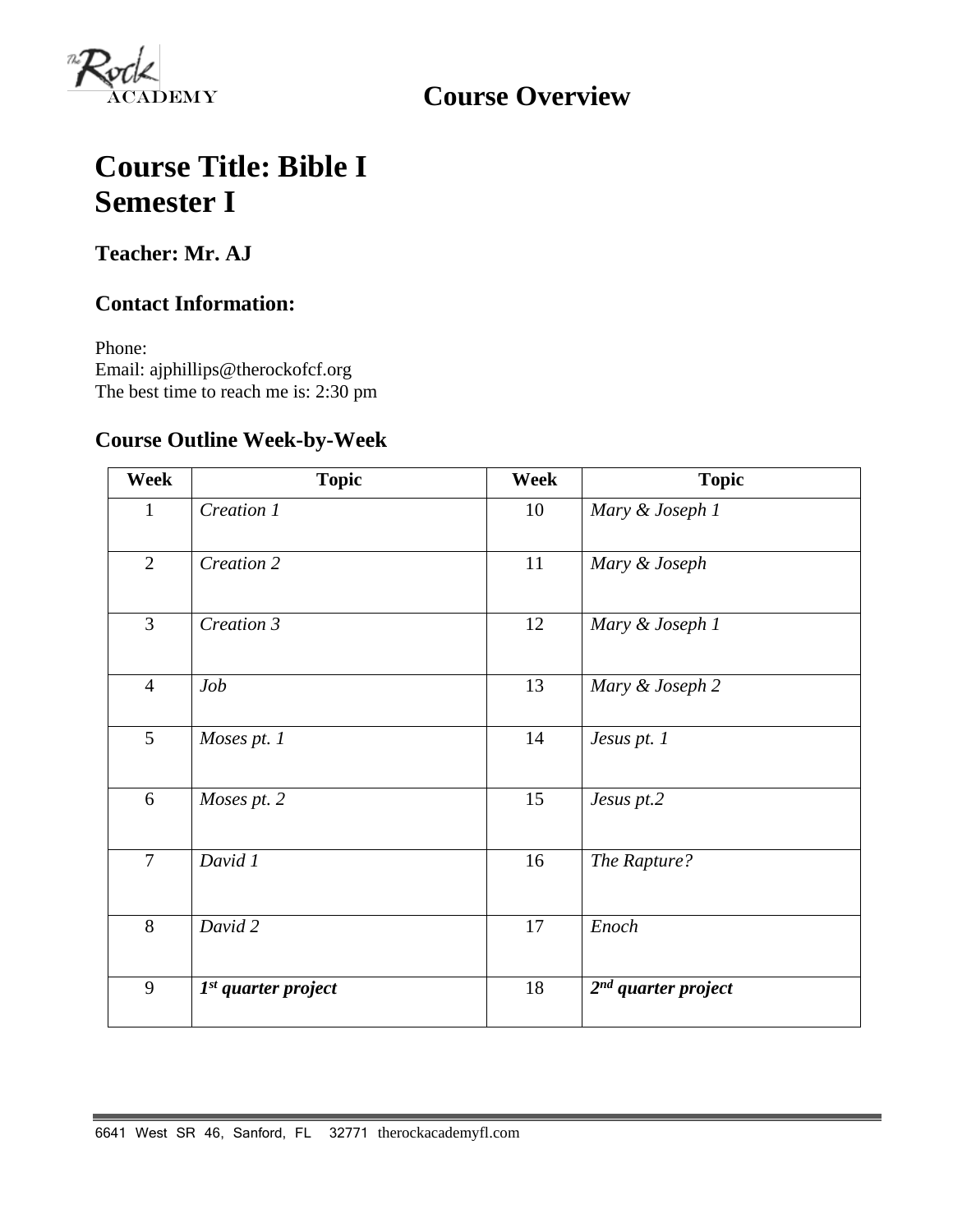# Course Overview

# Course Title: Bible I
# Semester I

### Teacher: Mr. AJ

### Contact Information:

Phone:
Email: ajphillips@therockofcf.org
The best time to reach me is: 2:30 pm

### Course Outline Week-by-Week

| Week | Topic | Week | Topic |
|---|---|---|---|
| 1 | *Creation 1* | 10 | *Mary & Joseph 1* |
| 2 | *Creation 2* | 11 | *Mary & Joseph* |
| 3 | *Creation 3* | 12 | *Mary & Joseph 1* |
| 4 | *Job* | 13 | *Mary & Joseph 2* |
| 5 | *Moses pt. 1* | 14 | *Jesus pt. 1* |
| 6 | *Moses pt. 2* | 15 | *Jesus pt.2* |
| 7 | *David 1* | 16 | *The Rapture?* |
| 8 | *David 2* | 17 | *Enoch* |
| 9 | ***1st quarter project*** | 18 | ***2nd quarter project*** |

6641 West SR 46, Sanford, FL 32771 therockacademyfl.com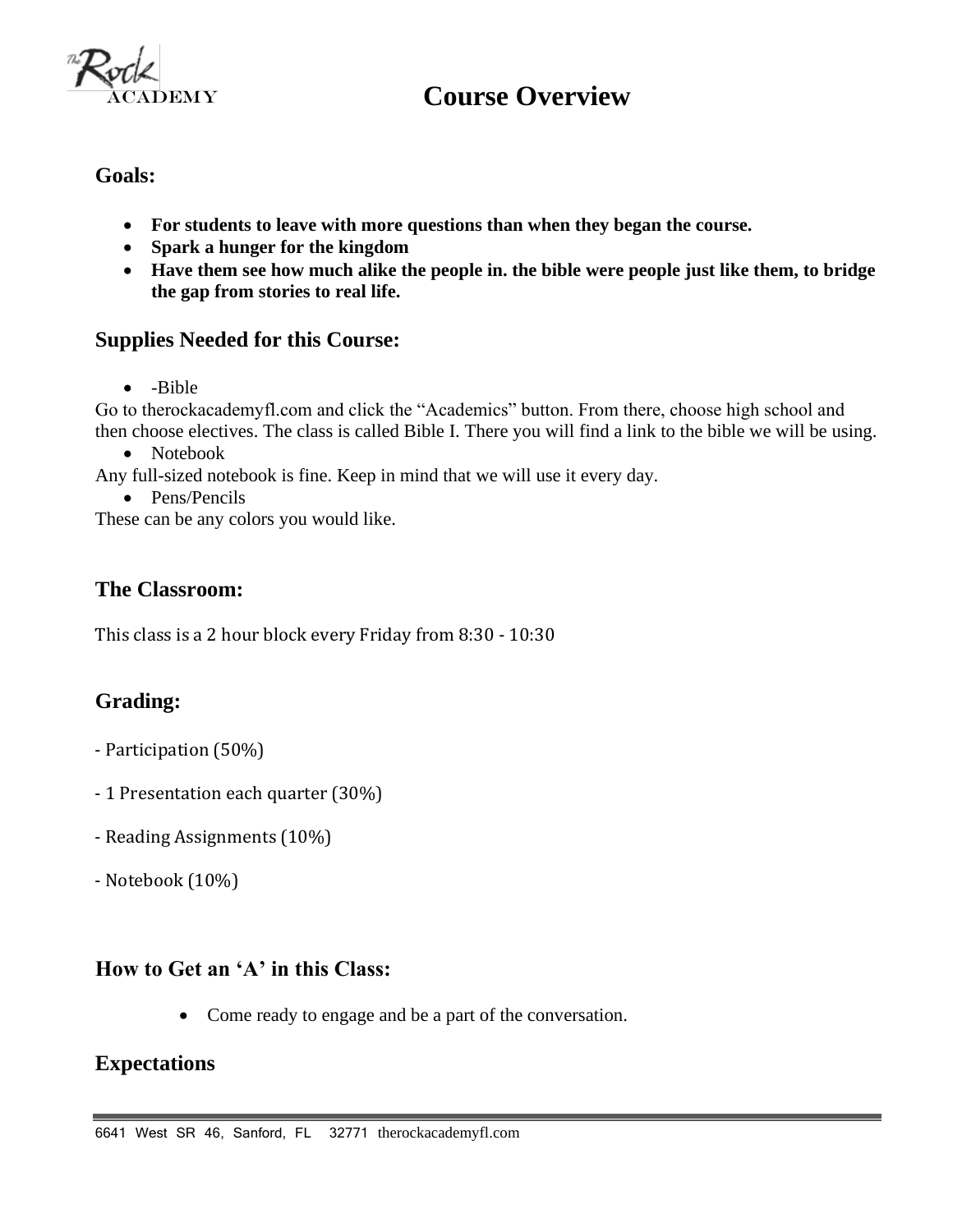// Course Overview

## Goals:

- **For students to leave with more questions than when they began the course.**
- **Spark a hunger for the kingdom**
- **Have them see how much alike the people in. the bible were people just like them, to bridge the gap from stories to real life.**

## Supplies Needed for this Course:

- -Bible

Go to therockacademyfl.com and click the "Academics" button. From there, choose high school and then choose electives. The class is called Bible I. There you will find a link to the bible we will be using.

- Notebook

Any full-sized notebook is fine. Keep in mind that we will use it every day.

- Pens/Pencils

These can be any colors you would like.

## The Classroom:

This class is a 2 hour block every Friday from 8:30 - 10:30

## Grading:

- Participation (50%)

- 1 Presentation each quarter (30%)

- Reading Assignments (10%)

- Notebook (10%)

## How to Get an 'A' in this Class:

- Come ready to engage and be a part of the conversation.

## Expectations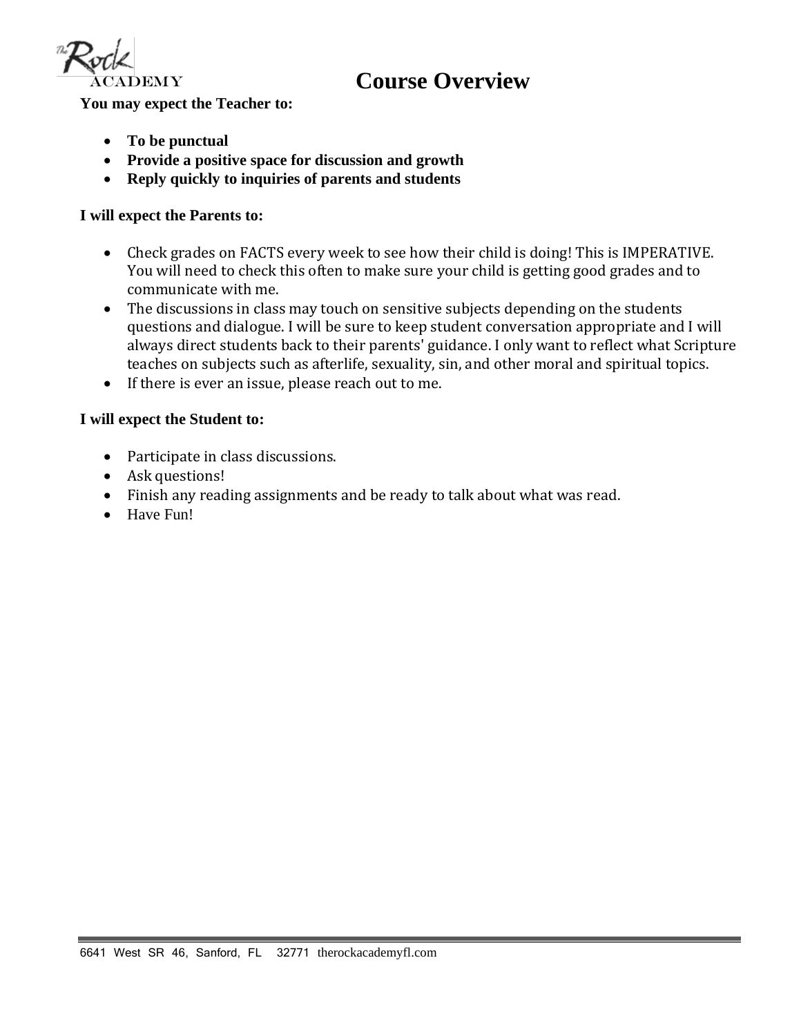The Rock ACADEMY

# Course Overview

**You may expect the Teacher to:**

- **To be punctual**
- **Provide a positive space for discussion and growth**
- **Reply quickly to inquiries of parents and students**

**I will expect the Parents to:**

- Check grades on FACTS every week to see how their child is doing! This is IMPERATIVE. You will need to check this often to make sure your child is getting good grades and to communicate with me.
- The discussions in class may touch on sensitive subjects depending on the students questions and dialogue. I will be sure to keep student conversation appropriate and I will always direct students back to their parents' guidance. I only want to reflect what Scripture teaches on subjects such as afterlife, sexuality, sin, and other moral and spiritual topics.
- If there is ever an issue, please reach out to me.

**I will expect the Student to:**

- Participate in class discussions.
- Ask questions!
- Finish any reading assignments and be ready to talk about what was read.
- Have Fun!